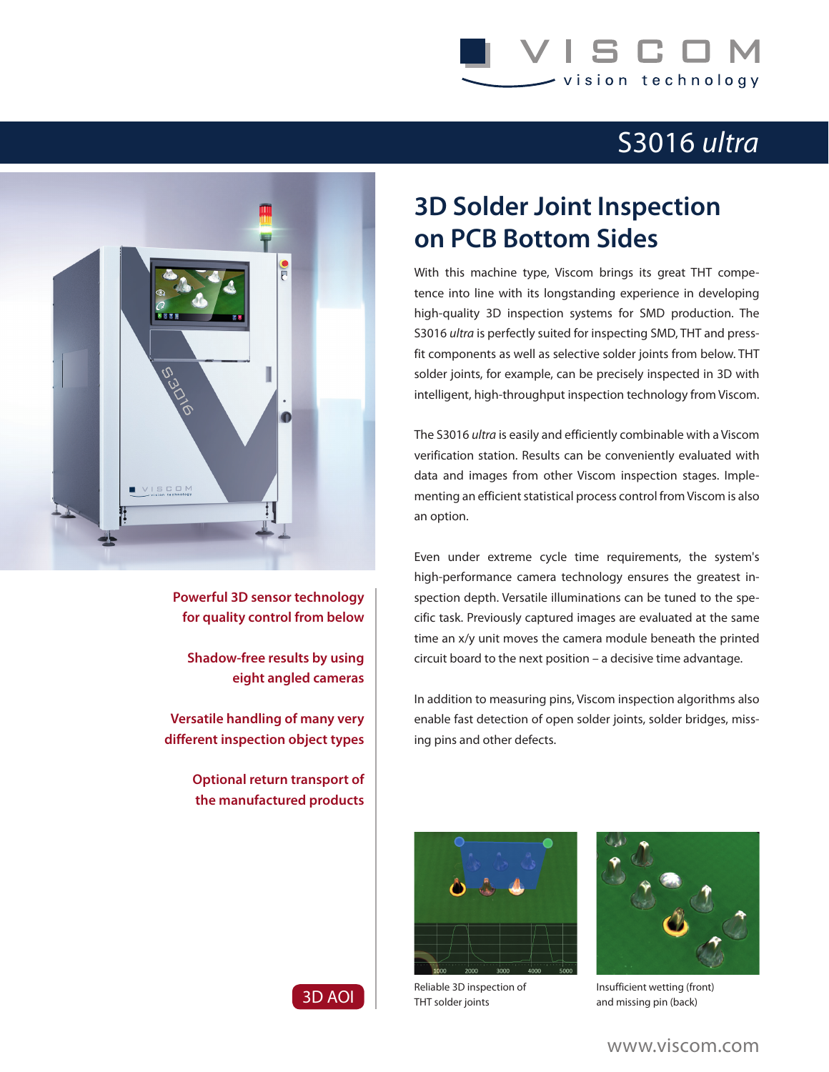VISCOM vision technology

# S3016 *ultra*

## 3D Solder Joint Inspection on PCB Bottom Sides

With this machine type, Viscom brings its great THT competence into line with its longstanding experience in developing high-quality 3D inspection systems for SMD production. The S3016 *ultra* is perfectly suited for inspecting SMD, THT and press-fit components as well as selective solder joints from below. THT solder joints, for example, can be precisely inspected in 3D with intelligent, high-throughput inspection technology from Viscom.

The S3016 *ultra* is easily and efficiently combinable with a Viscom verification station. Results can be conveniently evaluated with data and images from other Viscom inspection stages. Implementing an efficient statistical process control from Viscom is also an option.

Even under extreme cycle time requirements, the system's high-performance camera technology ensures the greatest inspection depth. Versatile illuminations can be tuned to the specific task. Previously captured images are evaluated at the same time an x/y unit moves the camera module beneath the printed circuit board to the next position – a decisive time advantage.

In addition to measuring pins, Viscom inspection algorithms also enable fast detection of open solder joints, solder bridges, missing pins and other defects.

**Powerful 3D sensor technology for quality control from below**

**Shadow-free results by using eight angled cameras**

**Versatile handling of many very different inspection object types**

**Optional return transport of the manufactured products**

3D AOI

Reliable 3D inspection of THT solder joints

Insufficient wetting (front) and missing pin (back)

www.viscom.com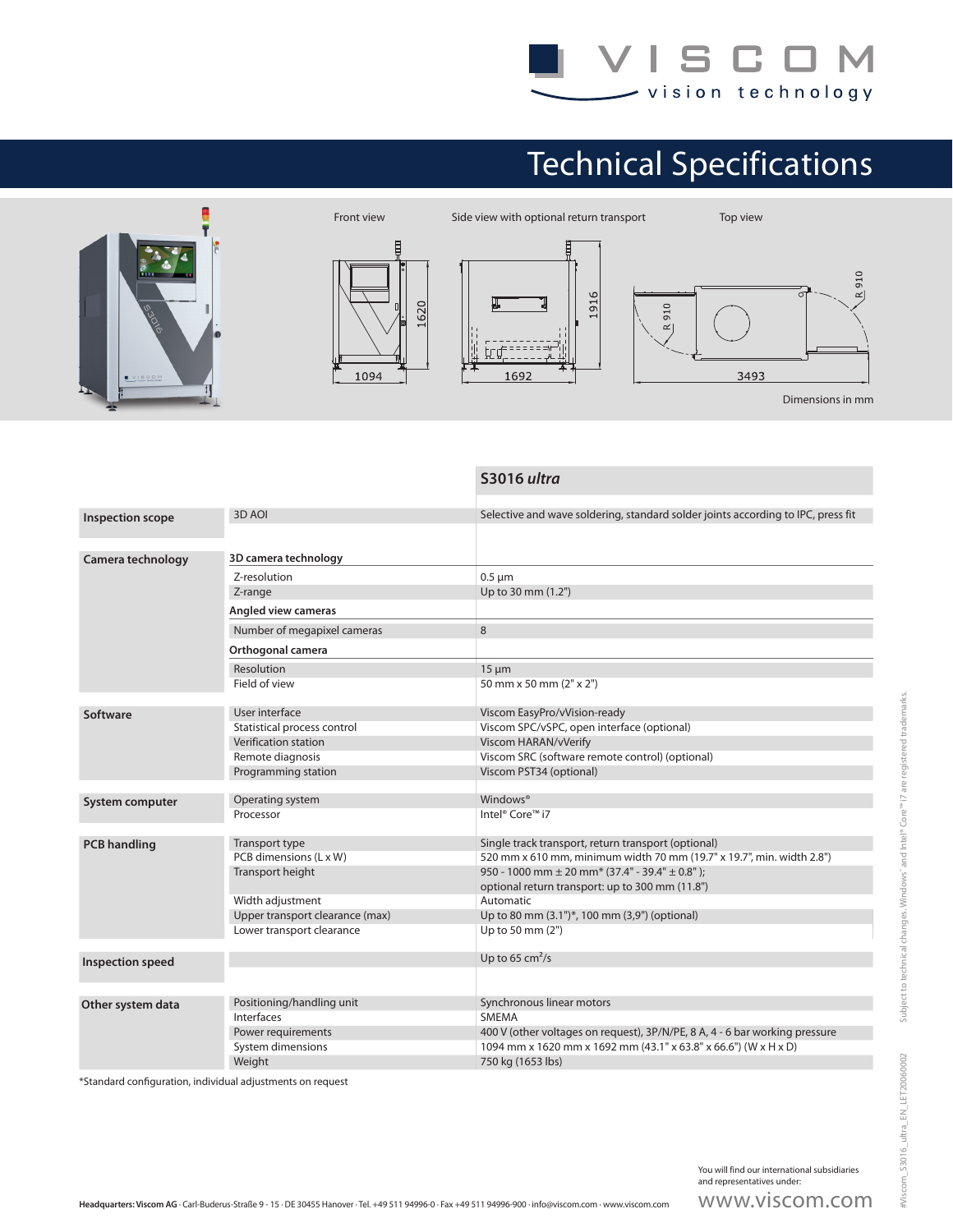# Technical Specifications

Front view

1620

1094

Side view with optional return transport

1916

1692

Top view

R 910

R 910

3493

Dimensions in mm

| | | S3016 *ultra* |
|---|---|---|
| **Inspection scope** | 3D AOI | Selective and wave soldering, standard solder joints according to IPC, press fit |
| **Camera technology** | **3D camera technology** | |
| | Z-resolution | 0.5 µm |
| | Z-range | Up to 30 mm (1.2") |
| | **Angled view cameras** | |
| | Number of megapixel cameras | 8 |
| | **Orthogonal camera** | |
| | Resolution | 15 µm |
| | Field of view | 50 mm x 50 mm (2" x 2") |
| **Software** | User interface | Viscom EasyPro/vVision-ready |
| | Statistical process control | Viscom SPC/vSPC, open interface (optional) |
| | Verification station | Viscom HARAN/vVerify |
| | Remote diagnosis | Viscom SRC (software remote control) (optional) |
| | Programming station | Viscom PST34 (optional) |
| **System computer** | Operating system | Windows® |
| | Processor | Intel® Core™ i7 |
| **PCB handling** | Transport type | Single track transport, return transport (optional) |
| | PCB dimensions (L x W) | 520 mm x 610 mm, minimum width 70 mm (19.7" x 19.7", min. width 2.8") |
| | Transport height | 950 - 1000 mm ± 20 mm* (37.4" - 39.4" ± 0.8" ); optional return transport: up to 300 mm (11.8") |
| | Width adjustment | Automatic |
| | Upper transport clearance (max) | Up to 80 mm (3.1")*, 100 mm (3,9") (optional) |
| | Lower transport clearance | Up to 50 mm (2") |
| **Inspection speed** | | Up to 65 cm²/s |
| **Other system data** | Positioning/handling unit | Synchronous linear motors |
| | Interfaces | SMEMA |
| | Power requirements | 400 V (other voltages on request), 3P/N/PE, 8 A, 4 - 6 bar working pressure |
| | System dimensions | 1094 mm x 1620 mm x 1692 mm (43.1" x 63.8" x 66.6") (W x H x D) |
| | Weight | 750 kg (1653 lbs) |

*Standard configuration, individual adjustments on request

Subject to technical changes. Windows® and Intel® Core™ i7 are registered trademarks.

#Viscom_S3016_ultra_EN_LET20060002

You will find our international subsidiaries and representatives under:

www.viscom.com

**Headquarters: Viscom AG** · Carl-Buderus-Straße 9 - 15 · DE 30455 Hanover · Tel. +49 511 94996-0 · Fax +49 511 94996-900 · info@viscom.com · www.viscom.com